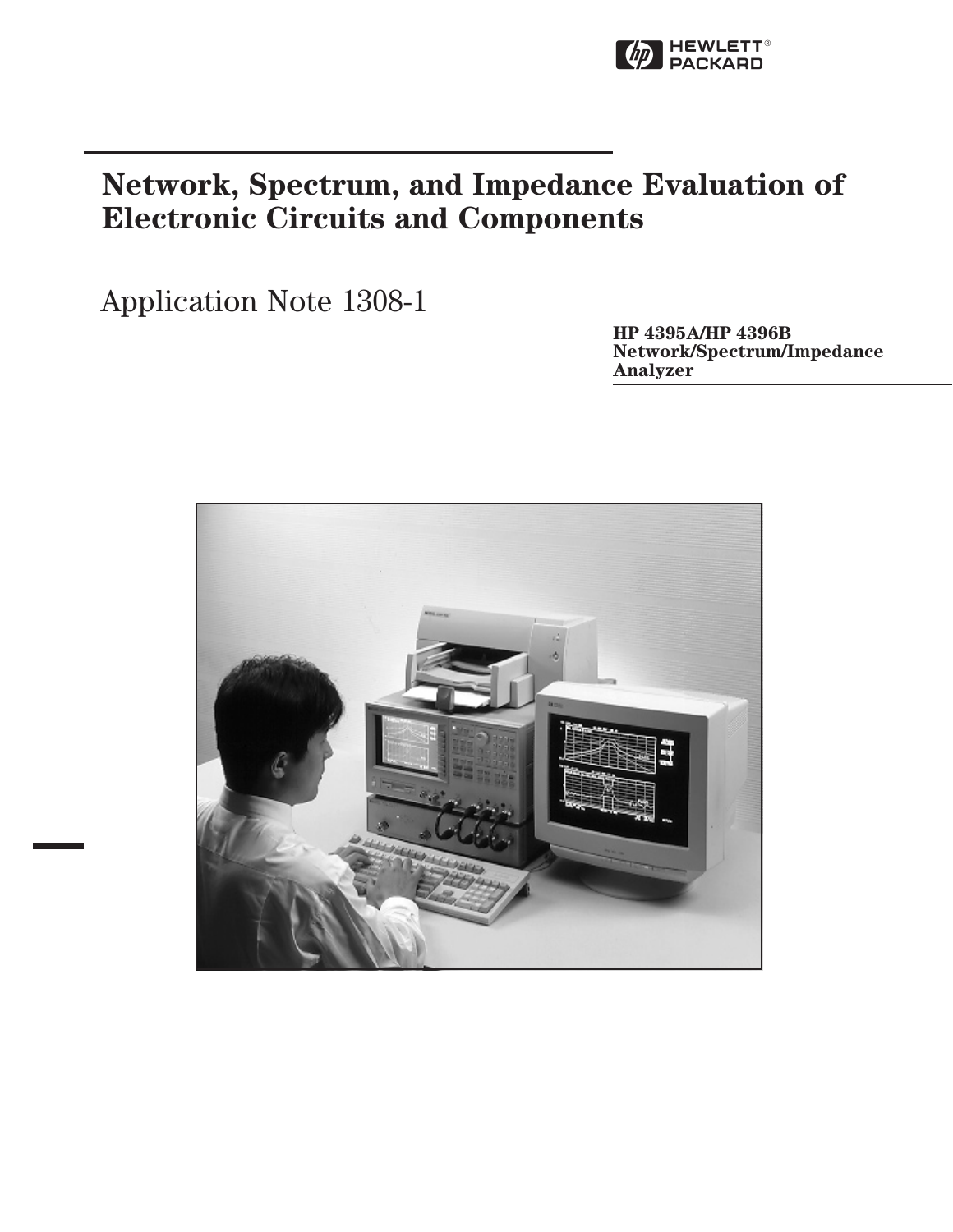HEWLETT® PACKARD

# Network, Spectrum, and Impedance Evaluation of Electronic Circuits and Components

Application Note 1308-1

**HP 4395A/HP 4396B Network/Spectrum/Impedance Analyzer**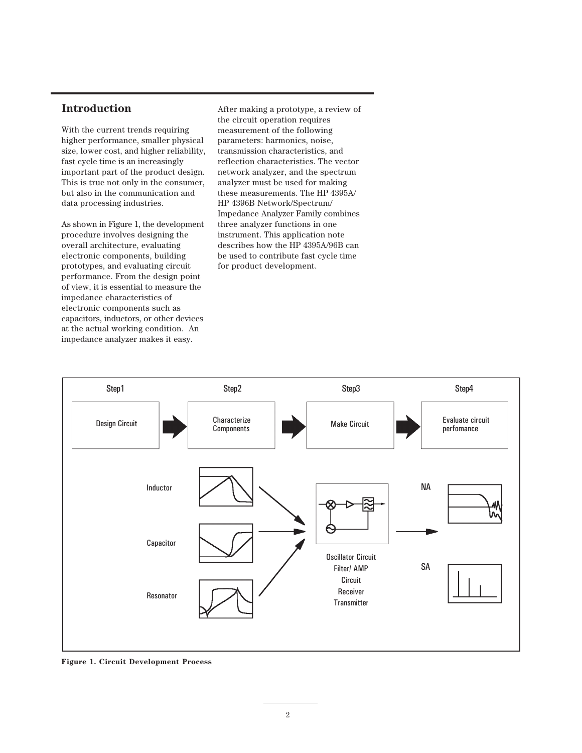## Introduction

With the current trends requiring higher performance, smaller physical size, lower cost, and higher reliability, fast cycle time is an increasingly important part of the product design. This is true not only in the consumer, but also in the communication and data processing industries.

As shown in Figure 1, the development procedure involves designing the overall architecture, evaluating electronic components, building prototypes, and evaluating circuit performance. From the design point of view, it is essential to measure the impedance characteristics of electronic components such as capacitors, inductors, or other devices at the actual working condition. An impedance analyzer makes it easy.

After making a prototype, a review of the circuit operation requires measurement of the following parameters: harmonics, noise, transmission characteristics, and reflection characteristics. The vector network analyzer, and the spectrum analyzer must be used for making these measurements. The HP 4395A/ HP 4396B Network/Spectrum/ Impedance Analyzer Family combines three analyzer functions in one instrument. This application note describes how the HP 4395A/96B can be used to contribute fast cycle time for product development.

Step1 — Design Circuit → Step2 — Characterize Components → Step3 — Make Circuit → Step4 — Evaluate circuit perfomance

Inductor

Capacitor

Resonator

Oscillator Circuit
Filter/ AMP Circuit
Receiver
Transmitter

NA

SA

**Figure 1. Circuit Development Process**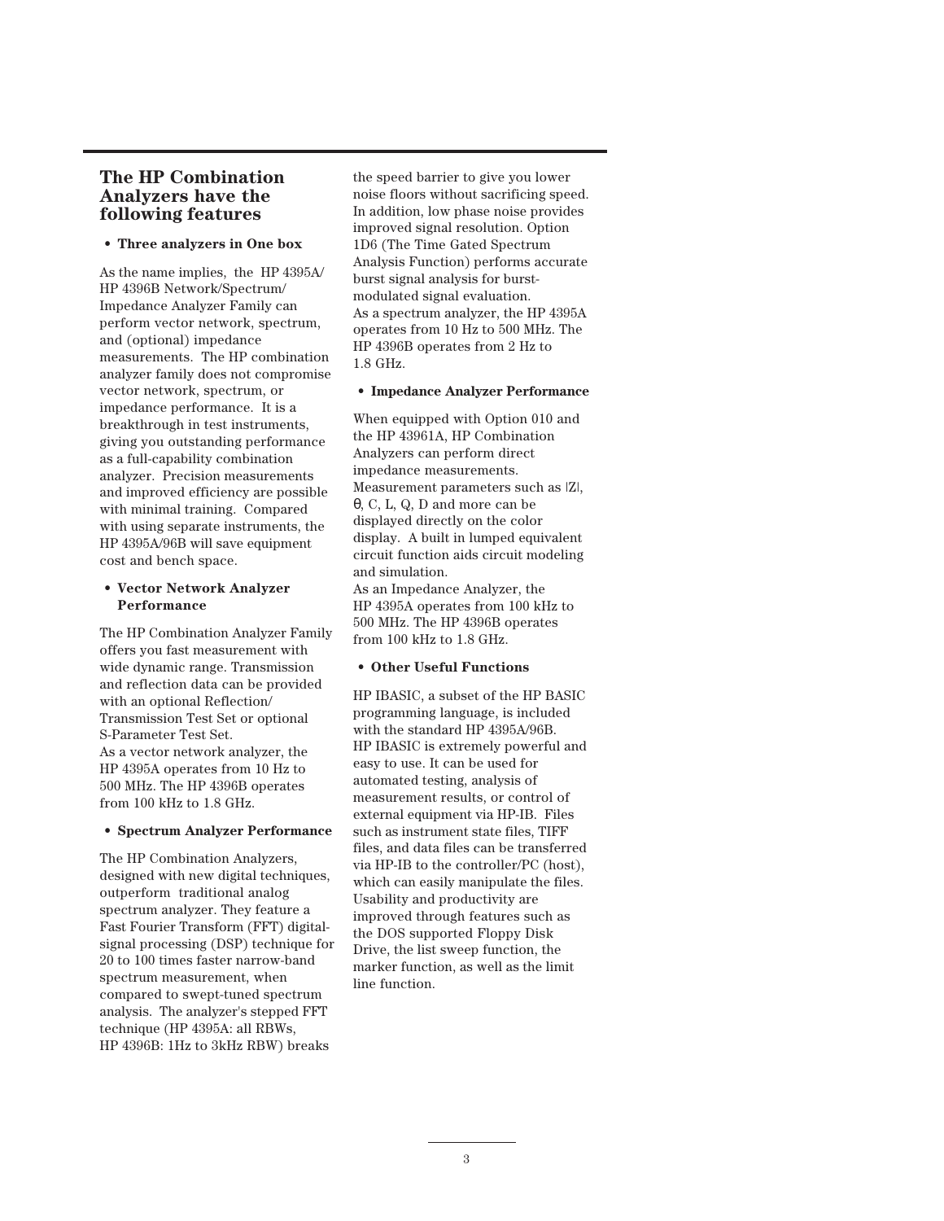## The HP Combination Analyzers have the following features

- **Three analyzers in One box**

As the name implies, the HP 4395A/HP 4396B Network/Spectrum/Impedance Analyzer Family can perform vector network, spectrum, and (optional) impedance measurements. The HP combination analyzer family does not compromise vector network, spectrum, or impedance performance. It is a breakthrough in test instruments, giving you outstanding performance as a full-capability combination analyzer. Precision measurements and improved efficiency are possible with minimal training. Compared with using separate instruments, the HP 4395A/96B will save equipment cost and bench space.

- **Vector Network Analyzer Performance**

The HP Combination Analyzer Family offers you fast measurement with wide dynamic range. Transmission and reflection data can be provided with an optional Reflection/Transmission Test Set or optional S-Parameter Test Set.
As a vector network analyzer, the HP 4395A operates from 10 Hz to 500 MHz. The HP 4396B operates from 100 kHz to 1.8 GHz.

- **Spectrum Analyzer Performance**

The HP Combination Analyzers, designed with new digital techniques, outperform traditional analog spectrum analyzer. They feature a Fast Fourier Transform (FFT) digital-signal processing (DSP) technique for 20 to 100 times faster narrow-band spectrum measurement, when compared to swept-tuned spectrum analysis. The analyzer's stepped FFT technique (HP 4395A: all RBWs, HP 4396B: 1Hz to 3kHz RBW) breaks the speed barrier to give you lower noise floors without sacrificing speed. In addition, low phase noise provides improved signal resolution. Option 1D6 (The Time Gated Spectrum Analysis Function) performs accurate burst signal analysis for burst-modulated signal evaluation.
As a spectrum analyzer, the HP 4395A operates from 10 Hz to 500 MHz. The HP 4396B operates from 2 Hz to 1.8 GHz.

- **Impedance Analyzer Performance**

When equipped with Option 010 and the HP 43961A, HP Combination Analyzers can perform direct impedance measurements. Measurement parameters such as |Z|, θ, C, L, Q, D and more can be displayed directly on the color display. A built in lumped equivalent circuit function aids circuit modeling and simulation.
As an Impedance Analyzer, the HP 4395A operates from 100 kHz to 500 MHz. The HP 4396B operates from 100 kHz to 1.8 GHz.

- **Other Useful Functions**

HP IBASIC, a subset of the HP BASIC programming language, is included with the standard HP 4395A/96B. HP IBASIC is extremely powerful and easy to use. It can be used for automated testing, analysis of measurement results, or control of external equipment via HP-IB. Files such as instrument state files, TIFF files, and data files can be transferred via HP-IB to the controller/PC (host), which can easily manipulate the files. Usability and productivity are improved through features such as the DOS supported Floppy Disk Drive, the list sweep function, the marker function, as well as the limit line function.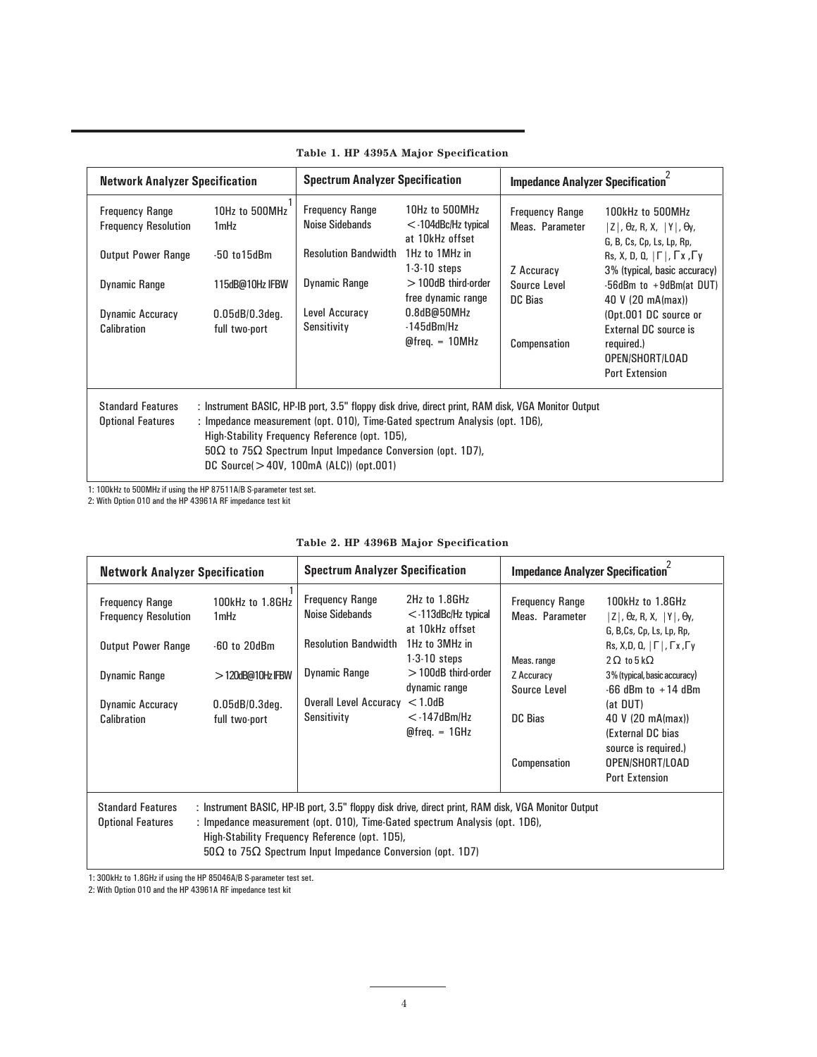**Table 1. HP 4395A Major Specification**

| Network Analyzer Specification | | Spectrum Analyzer Specification | | Impedance Analyzer Specification[2] | |
|---|---|---|---|---|---|
| Frequency Range | 10Hz to 500MHz[1] | Frequency Range | 10Hz to 500MHz | Frequency Range | 100kHz to 500MHz |
| Frequency Resolution | 1mHz | Noise Sidebands | <-104dBc/Hz typical at 10kHz offset | Meas. Parameter | \|Z\|, θz, R, X, \|Y\|, θy, G, B, Cs, Cp, Ls, Lp, Rp, Rs, X, D, Q, \|Γ\|, Γx, Γy |
| Output Power Range | -50 to15dBm | Resolution Bandwidth | 1Hz to 1MHz in 1-3-10 steps | Z Accuracy | 3% (typical, basic accuracy) |
| Dynamic Range | 115dB@10Hz IFBW | Dynamic Range | >100dB third-order free dynamic range | Source Level | -56dBm to +9dBm(at DUT) |
| Dynamic Accuracy | 0.05dB/0.3deg. | Level Accuracy | 0.8dB@50MHz | DC Bias | 40 V (20 mA(max)) (Opt.001 DC source or External DC source is required.) |
| Calibration | full two-port | Sensitivity | -145dBm/Hz @freq. = 10MHz | Compensation | OPEN/SHORT/LOAD Port Extension |

Standard Features : Instrument BASIC, HP-IB port, 3.5" floppy disk drive, direct print, RAM disk, VGA Monitor Output
Optional Features : Impedance measurement (opt. 010), Time-Gated spectrum Analysis (opt. 1D6), High-Stability Frequency Reference (opt. 1D5), 50Ω to 75Ω Spectrum Input Impedance Conversion (opt. 1D7), DC Source(>40V, 100mA (ALC)) (opt.001)

1: 100kHz to 500MHz if using the HP 87511A/B S-parameter test set.
2: With Option 010 and the HP 43961A RF impedance test kit

**Table 2. HP 4396B Major Specification**

| Network Analyzer Specification | | Spectrum Analyzer Specification | | Impedance Analyzer Specification[2] | |
|---|---|---|---|---|---|
| Frequency Range | 100kHz to 1.8GHz[1] | Frequency Range | 2Hz to 1.8GHz | Frequency Range | 100kHz to 1.8GHz |
| Frequency Resolution | 1mHz | Noise Sidebands | <-113dBc/Hz typical at 10kHz offset | Meas. Parameter | \|Z\|, θz, R, X, \|Y\|, θy, G, B,Cs, Cp, Ls, Lp, Rp, Rs, X,D, Q, \|Γ\|, Γx, Γy |
| Output Power Range | -60 to 20dBm | Resolution Bandwidth | 1Hz to 3MHz in 1-3-10 steps | Meas. range | 2Ω to 5kΩ |
| Dynamic Range | >120dB@10Hz IFBW | Dynamic Range | >100dB third-order dynamic range | Z Accuracy | 3% (typical, basic accuracy) |
| Dynamic Accuracy | 0.05dB/0.3deg. | Overall Level Accuracy | <1.0dB | Source Level | -66 dBm to +14 dBm (at DUT) |
| Calibration | full two-port | Sensitivity | <-147dBm/Hz @freq. = 1GHz | DC Bias | 40 V (20 mA(max)) (External DC bias source is required.) |
| | | | | Compensation | OPEN/SHORT/LOAD Port Extension |

Standard Features : Instrument BASIC, HP-IB port, 3.5" floppy disk drive, direct print, RAM disk, VGA Monitor Output
Optional Features : Impedance measurement (opt. 010), Time-Gated spectrum Analysis (opt. 1D6), High-Stability Frequency Reference (opt. 1D5), 50Ω to 75Ω Spectrum Input Impedance Conversion (opt. 1D7)

1: 300kHz to 1.8GHz if using the HP 85046A/B S-parameter test set.
2: With Option 010 and the HP 43961A RF impedance test kit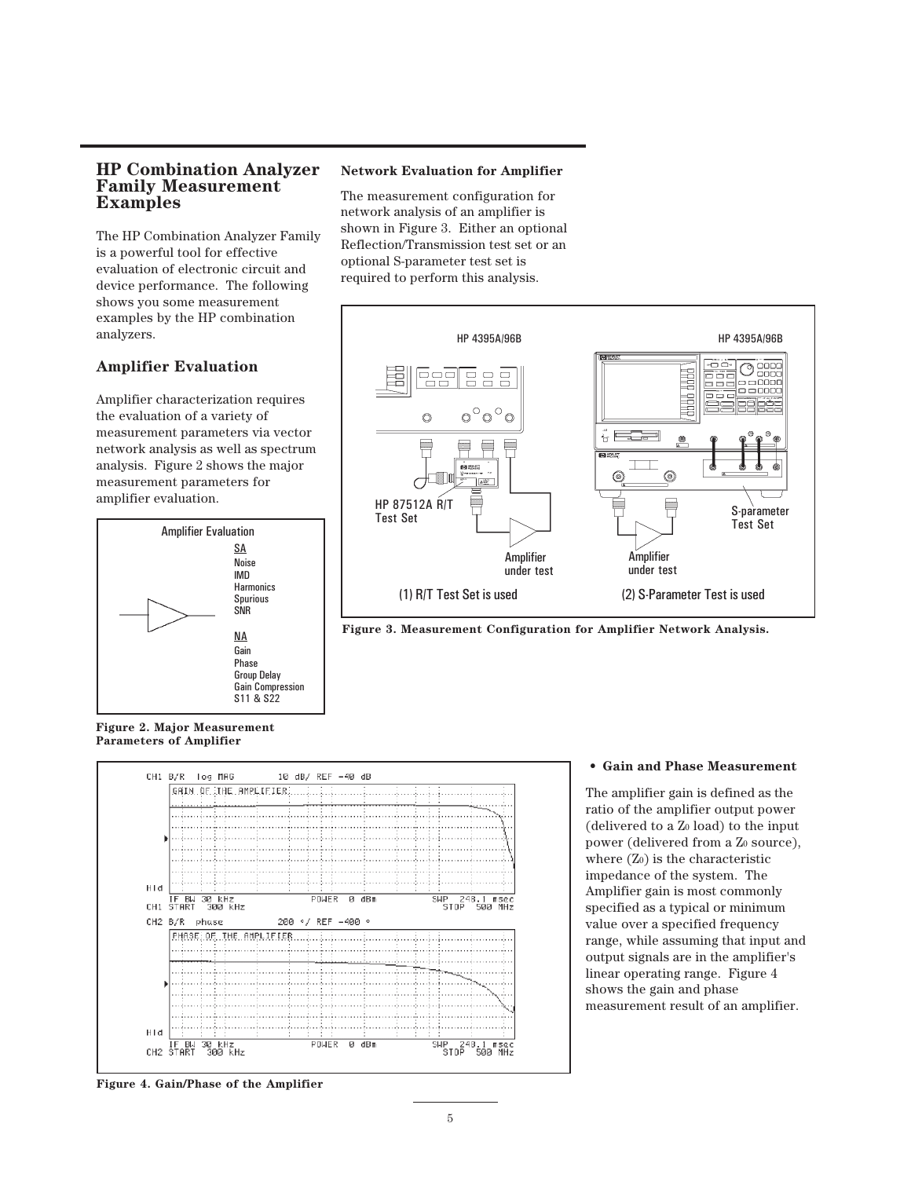## HP Combination Analyzer Family Measurement Examples

The HP Combination Analyzer Family is a powerful tool for effective evaluation of electronic circuit and device performance. The following shows you some measurement examples by the HP combination analyzers.

### Amplifier Evaluation

Amplifier characterization requires the evaluation of a variety of measurement parameters via vector network analysis as well as spectrum analysis. Figure 2 shows the major measurement parameters for amplifier evaluation.

Amplifier Evaluation

SA
- Noise
- IMD
- Harmonics
- Spurious
- SNR

NA
- Gain
- Phase
- Group Delay
- Gain Compression
- S11 & S22

**Figure 2. Major Measurement Parameters of Amplifier**

**Network Evaluation for Amplifier**

The measurement configuration for network analysis of an amplifier is shown in Figure 3. Either an optional Reflection/Transmission test set or an optional S-parameter test set is required to perform this analysis.

HP 4395A/96B — HP 87512A R/T Test Set — Amplifier under test — (1) R/T Test Set is used

HP 4395A/96B — S-parameter Test Set — Amplifier under test — (2) S-Parameter Test is used

**Figure 3. Measurement Configuration for Amplifier Network Analysis.**

CH1 B/R log MAG 10 dB/ REF -40 dB — GAIN OF THE AMPLIFIER — IF BW 30 kHz POWER 0 dBm SWP 248.1 msec — CH1 START 300 kHz STOP 500 MHz

CH2 B/R phase 200 °/ REF -400 ° — PHASE OF THE AMPLIFIER — IF BW 30 kHz POWER 0 dBm SWP 248.1 msec — CH2 START 300 kHz STOP 500 MHz

**Figure 4. Gain/Phase of the Amplifier**

- **Gain and Phase Measurement**

The amplifier gain is defined as the ratio of the amplifier output power (delivered to a $Z_0$ load) to the input power (delivered from a $Z_0$ source), where ($Z_0$) is the characteristic impedance of the system. The Amplifier gain is most commonly specified as a typical or minimum value over a specified frequency range, while assuming that input and output signals are in the amplifier's linear operating range. Figure 4 shows the gain and phase measurement result of an amplifier.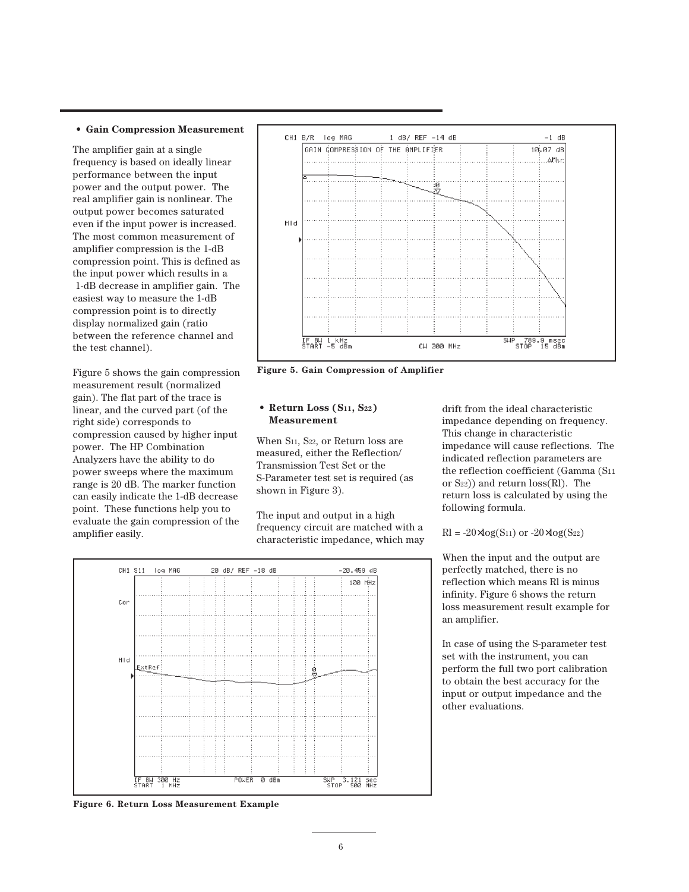- **Gain Compression Measurement**

The amplifier gain at a single frequency is based on ideally linear performance between the input power and the output power. The real amplifier gain is nonlinear. The output power becomes saturated even if the input power is increased. The most common measurement of amplifier compression is the 1-dB compression point. This is defined as the input power which results in a 1-dB decrease in amplifier gain. The easiest way to measure the 1-dB compression point is to directly display normalized gain (ratio between the reference channel and the test channel).

Figure 5 shows the gain compression measurement result (normalized gain). The flat part of the trace is linear, and the curved part (of the right side) corresponds to compression caused by higher input power. The HP Combination Analyzers have the ability to do power sweeps where the maximum range is 20 dB. The marker function can easily indicate the 1-dB decrease point. These functions help you to evaluate the gain compression of the amplifier easily.

**Figure 5. Gain Compression of Amplifier**

- **Return Loss ($S_{11}$, $S_{22}$) Measurement**

When $S_{11}$, $S_{22}$, or Return loss are measured, either the Reflection/Transmission Test Set or the S-Parameter test set is required (as shown in Figure 3).

The input and output in a high frequency circuit are matched with a characteristic impedance, which may drift from the ideal characteristic impedance depending on frequency. This change in characteristic impedance will cause reflections. The indicated reflection parameters are the reflection coefficient (Gamma ($S_{11}$ or $S_{22}$)) and return loss(Rl). The return loss is calculated by using the following formula.

$Rl = -20 \times \log(S_{11})$ or $-20 \times \log(S_{22})$

When the input and the output are perfectly matched, there is no reflection which means Rl is minus infinity. Figure 6 shows the return loss measurement result example for an amplifier.

In case of using the S-parameter test set with the instrument, you can perform the full two port calibration to obtain the best accuracy for the input or output impedance and the other evaluations.

**Figure 6. Return Loss Measurement Example**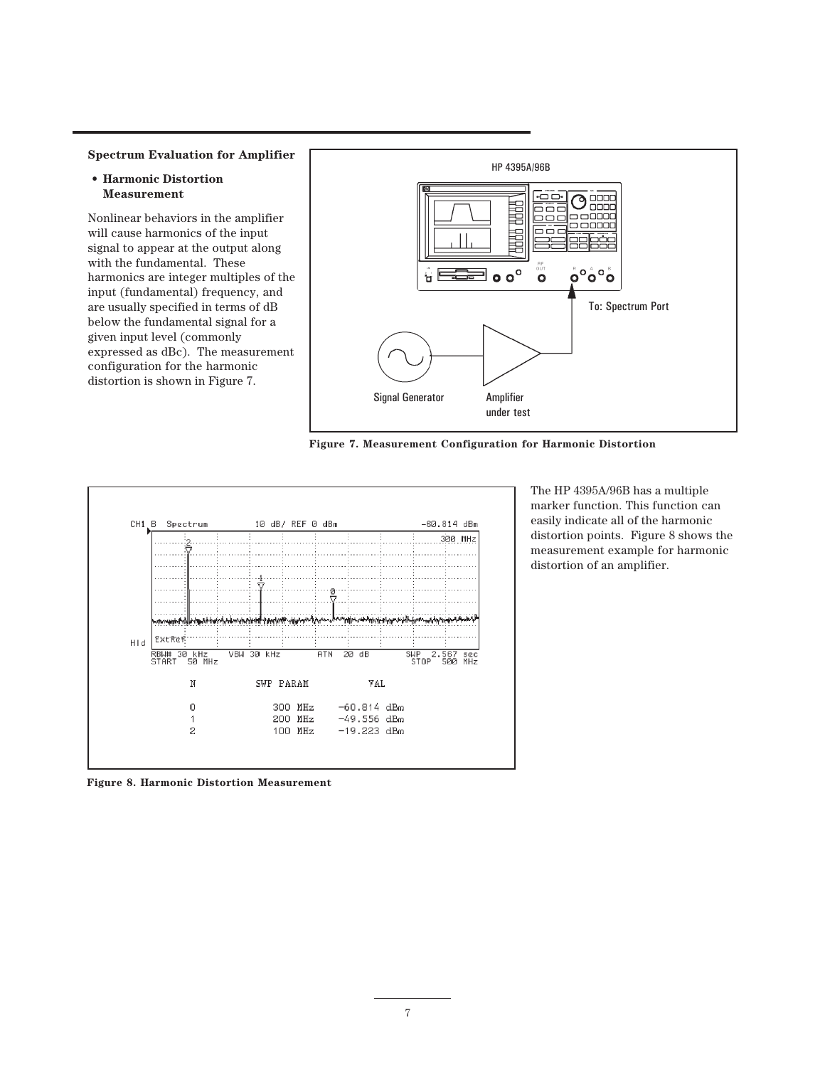### Spectrum Evaluation for Amplifier

- **Harmonic Distortion Measurement**

Nonlinear behaviors in the amplifier will cause harmonics of the input signal to appear at the output along with the fundamental. These harmonics are integer multiples of the input (fundamental) frequency, and are usually specified in terms of dB below the fundamental signal for a given input level (commonly expressed as dBc). The measurement configuration for the harmonic distortion is shown in Figure 7.

**Figure 7. Measurement Configuration for Harmonic Distortion**

The HP 4395A/96B has a multiple marker function. This function can easily indicate all of the harmonic distortion points. Figure 8 shows the measurement example for harmonic distortion of an amplifier.

**Figure 8. Harmonic Distortion Measurement**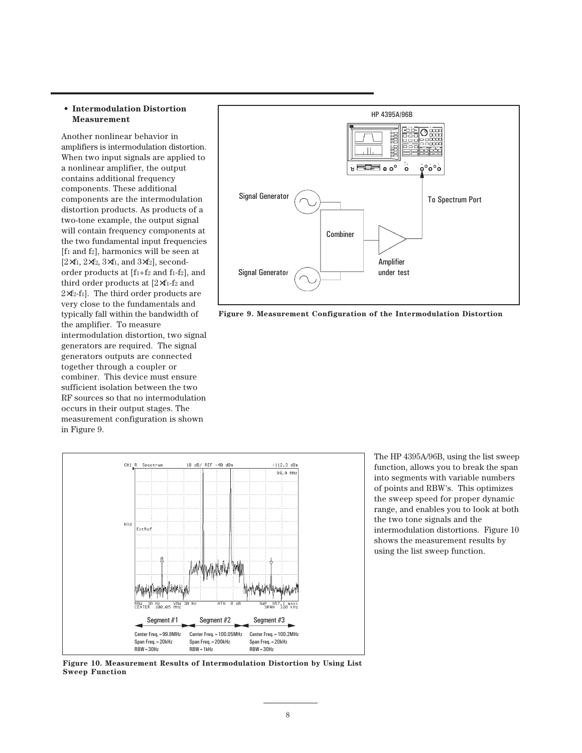- **Intermodulation Distortion Measurement**

Another nonlinear behavior in amplifiers is intermodulation distortion. When two input signals are applied to a nonlinear amplifier, the output contains additional frequency components. These additional components are the intermodulation distortion products. As products of a two-tone example, the output signal will contain frequency components at the two fundamental input frequencies [$f_1$ and $f_2$], harmonics will be seen at [$2\times f_1$, $2\times f_2$, $3\times f_1$, and $3\times f_2$], second-order products at [$f_1+f_2$ and $f_1-f_2$], and third order products at [$2\times f_1-f_2$ and $2\times f_2-f_1$]. The third order products are very close to the fundamentals and typically fall within the bandwidth of the amplifier. To measure intermodulation distortion, two signal generators are required. The signal generators outputs are connected together through a coupler or combiner. This device must ensure sufficient isolation between the two RF sources so that no intermodulation occurs in their output stages. The measurement configuration is shown in Figure 9.

**Figure 9. Measurement Configuration of the Intermodulation Distortion**

The HP 4395A/96B, using the list sweep function, allows you to break the span into segments with variable numbers of points and RBW's. This optimizes the sweep speed for proper dynamic range, and enables you to look at both the two tone signals and the intermodulation distortions. Figure 10 shows the measurement results by using the list sweep function.

**Figure 10. Measurement Results of Intermodulation Distortion by Using List Sweep Function**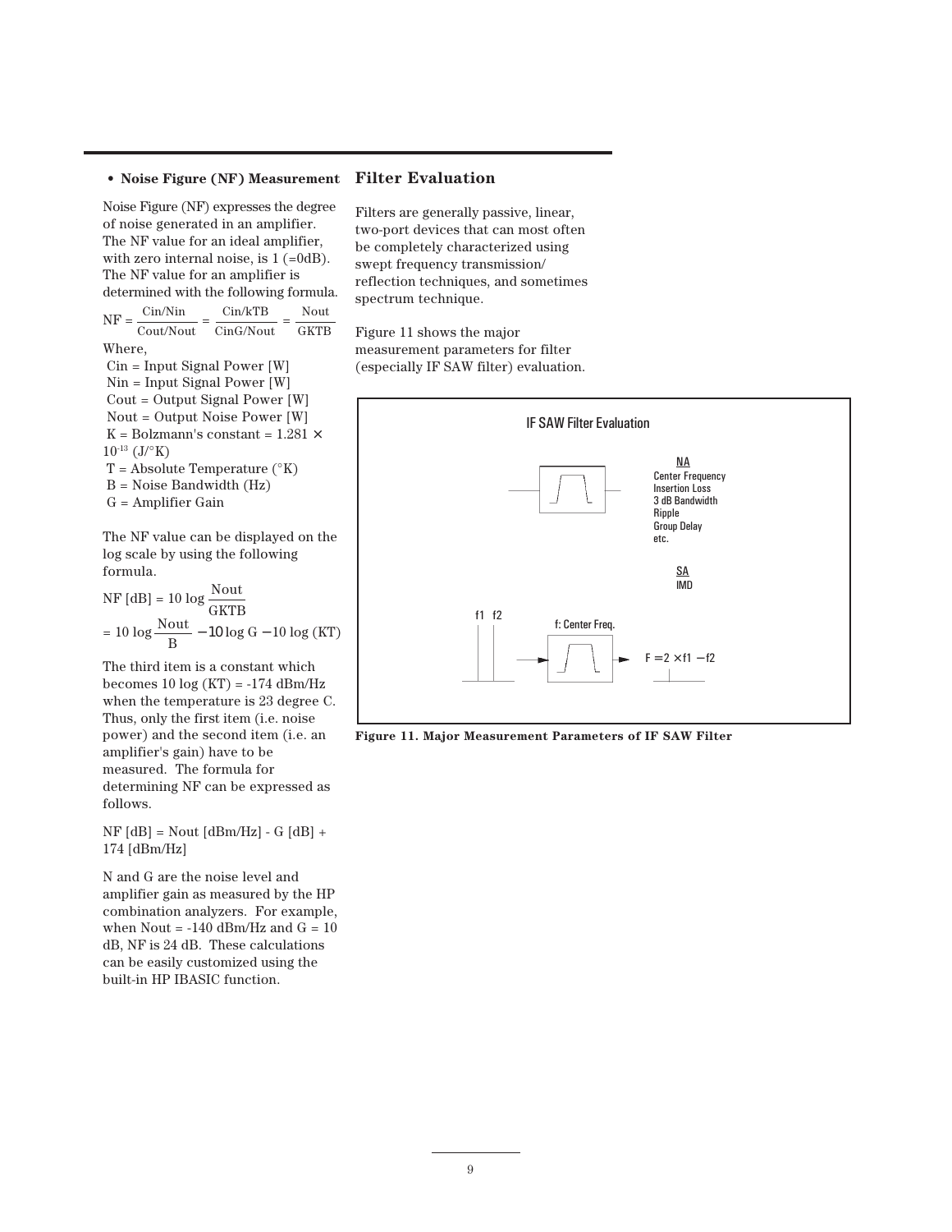- **Noise Figure (NF) Measurement**

Noise Figure (NF) expresses the degree of noise generated in an amplifier. The NF value for an ideal amplifier, with zero internal noise, is 1 (=0dB). The NF value for an amplifier is determined with the following formula.

$$NF = \frac{Cin/Nin}{Cout/Nout} = \frac{Cin/kTB}{CinG/Nout} = \frac{Nout}{GKTB}$$

Where,

Cin = Input Signal Power [W]
Nin = Input Signal Power [W]
Cout = Output Signal Power [W]
Nout = Output Noise Power [W]
K = Bolzmann's constant = 1.281 × $10^{-13}$ (J/°K)
T = Absolute Temperature (°K)
B = Noise Bandwidth (Hz)
G = Amplifier Gain

The NF value can be displayed on the log scale by using the following formula.

$$NF\,[dB] = 10 \log \frac{Nout}{GKTB}$$
$$= 10 \log \frac{Nout}{B} - 10 \log G - 10 \log (KT)$$

The third item is a constant which becomes 10 log (KT) = -174 dBm/Hz when the temperature is 23 degree C. Thus, only the first item (i.e. noise power) and the second item (i.e. an amplifier's gain) have to be measured. The formula for determining NF can be expressed as follows.

NF [dB] = Nout [dBm/Hz] - G [dB] + 174 [dBm/Hz]

N and G are the noise level and amplifier gain as measured by the HP combination analyzers. For example, when Nout = -140 dBm/Hz and G = 10 dB, NF is 24 dB. These calculations can be easily customized using the built-in HP IBASIC function.

## Filter Evaluation

Filters are generally passive, linear, two-port devices that can most often be completely characterized using swept frequency transmission/reflection techniques, and sometimes spectrum technique.

Figure 11 shows the major measurement parameters for filter (especially IF SAW filter) evaluation.

IF SAW Filter Evaluation

NA: Center Frequency, Insertion Loss, 3 dB Bandwidth, Ripple, Group Delay, etc.

SA: IMD

f1 f2 — f: Center Freq. — $F = 2 \times f1 - f2$

**Figure 11. Major Measurement Parameters of IF SAW Filter**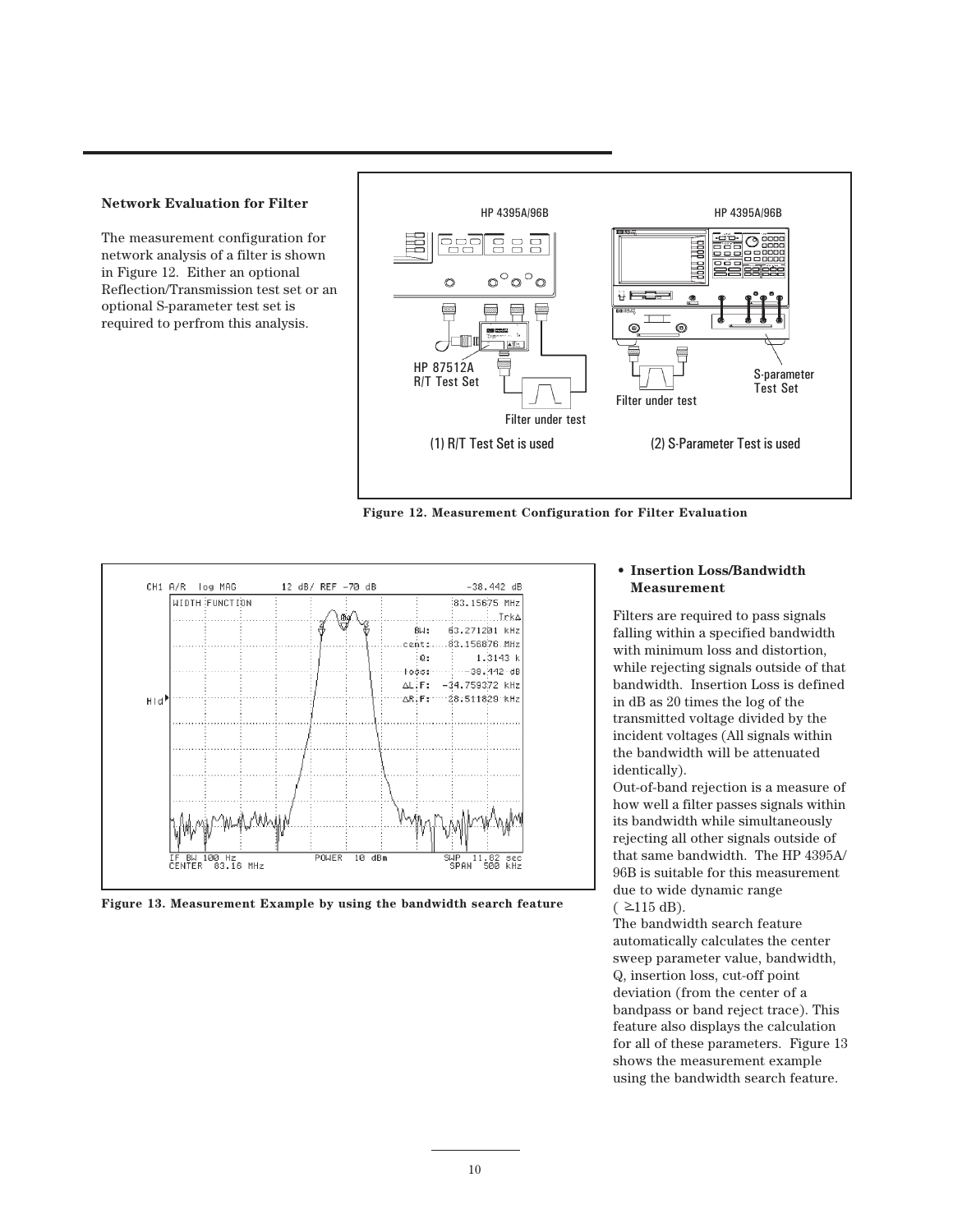## Network Evaluation for Filter

The measurement configuration for network analysis of a filter is shown in Figure 12. Either an optional Reflection/Transmission test set or an optional S-parameter test set is required to perfrom this analysis.

**Figure 12. Measurement Configuration for Filter Evaluation**

**Figure 13. Measurement Example by using the bandwidth search feature**

- **Insertion Loss/Bandwidth Measurement**

Filters are required to pass signals falling within a specified bandwidth with minimum loss and distortion, while rejecting signals outside of that bandwidth. Insertion Loss is defined in dB as 20 times the log of the transmitted voltage divided by the incident voltages (All signals within the bandwidth will be attenuated identically).

Out-of-band rejection is a measure of how well a filter passes signals within its bandwidth while simultaneously rejecting all other signals outside of that same bandwidth. The HP 4395A/96B is suitable for this measurement due to wide dynamic range ( ≥115 dB).

The bandwidth search feature automatically calculates the center sweep parameter value, bandwidth, Q, insertion loss, cut-off point deviation (from the center of a bandpass or band reject trace). This feature also displays the calculation for all of these parameters. Figure 13 shows the measurement example using the bandwidth search feature.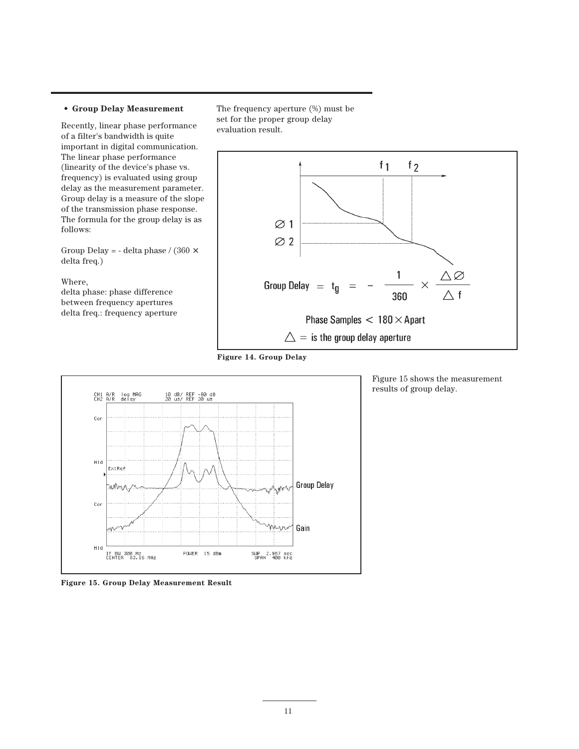- **Group Delay Measurement**

Recently, linear phase performance of a filter's bandwidth is quite important in digital communication. The linear phase performance (linearity of the device's phase vs. frequency) is evaluated using group delay as the measurement parameter. Group delay is a measure of the slope of the transmission phase response. The formula for the group delay is as follows:

Group Delay = - delta phase / (360 × delta freq.)

Where,
delta phase: phase difference between frequency apertures
delta freq.: frequency aperture

The frequency aperture (%) must be set for the proper group delay evaluation result.

Figure 14. Group Delay

Figure 15 shows the measurement results of group delay.

Figure 15. Group Delay Measurement Result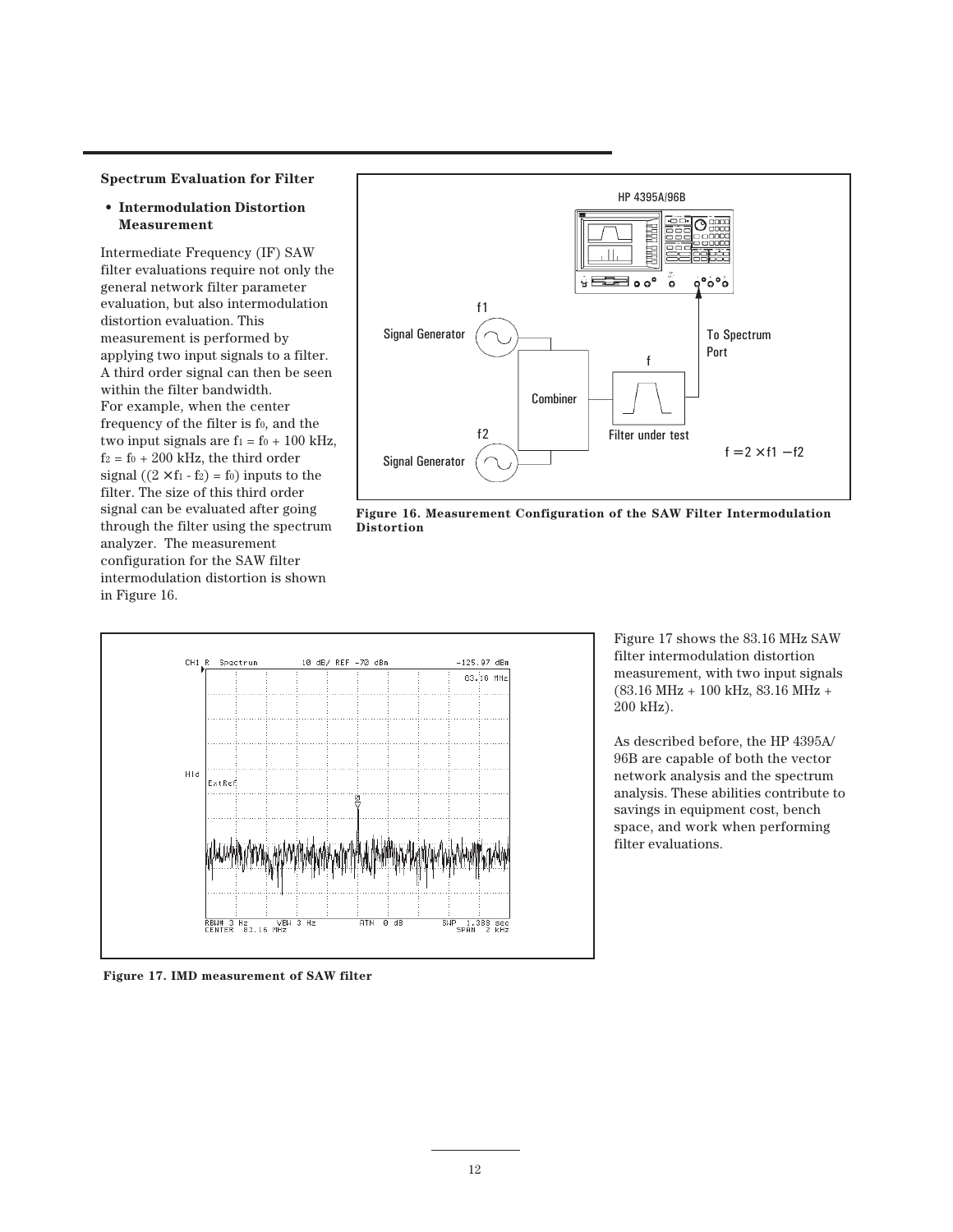**Spectrum Evaluation for Filter**

- **Intermodulation Distortion Measurement**

Intermediate Frequency (IF) SAW filter evaluations require not only the general network filter parameter evaluation, but also intermodulation distortion evaluation. This measurement is performed by applying two input signals to a filter. A third order signal can then be seen within the filter bandwidth.
For example, when the center frequency of the filter is $f_0$, and the two input signals are $f_1 = f_0 + 100$ kHz, $f_2 = f_0 + 200$ kHz, the third order signal ($(2 \times f_1 - f_2) = f_0$) inputs to the filter. The size of this third order signal can be evaluated after going through the filter using the spectrum analyzer. The measurement configuration for the SAW filter intermodulation distortion is shown in Figure 16.

**Figure 16. Measurement Configuration of the SAW Filter Intermodulation Distortion**

**Figure 17. IMD measurement of SAW filter**

Figure 17 shows the 83.16 MHz SAW filter intermodulation distortion measurement, with two input signals (83.16 MHz + 100 kHz, 83.16 MHz + 200 kHz).

As described before, the HP 4395A/96B are capable of both the vector network analysis and the spectrum analysis. These abilities contribute to savings in equipment cost, bench space, and work when performing filter evaluations.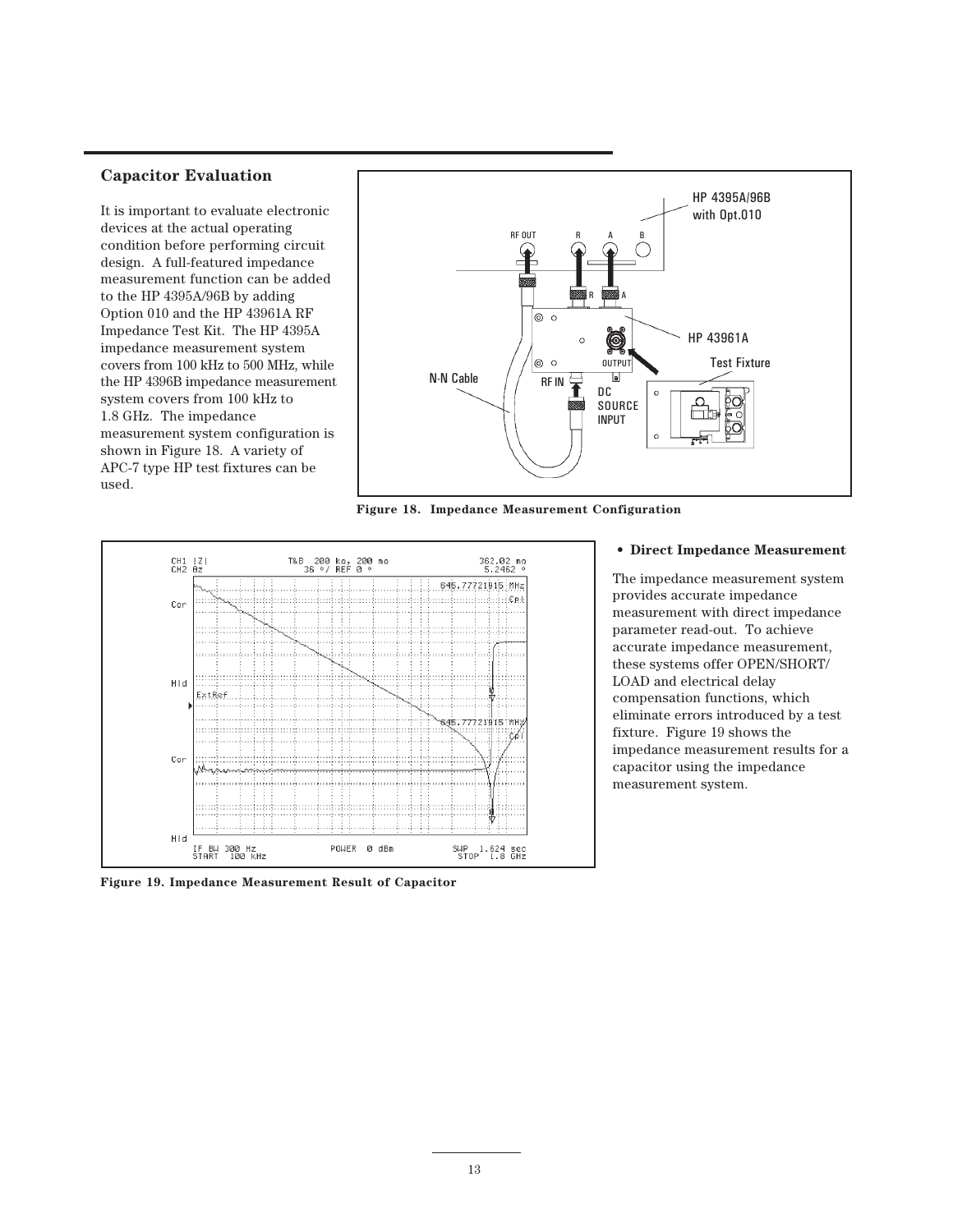## Capacitor Evaluation

It is important to evaluate electronic devices at the actual operating condition before performing circuit design. A full-featured impedance measurement function can be added to the HP 4395A/96B by adding Option 010 and the HP 43961A RF Impedance Test Kit. The HP 4395A impedance measurement system covers from 100 kHz to 500 MHz, while the HP 4396B impedance measurement system covers from 100 kHz to 1.8 GHz. The impedance measurement system configuration is shown in Figure 18. A variety of APC-7 type HP test fixtures can be used.

**Figure 18. Impedance Measurement Configuration**

**Figure 19. Impedance Measurement Result of Capacitor**

- **Direct Impedance Measurement**

The impedance measurement system provides accurate impedance measurement with direct impedance parameter read-out. To achieve accurate impedance measurement, these systems offer OPEN/SHORT/LOAD and electrical delay compensation functions, which eliminate errors introduced by a test fixture. Figure 19 shows the impedance measurement results for a capacitor using the impedance measurement system.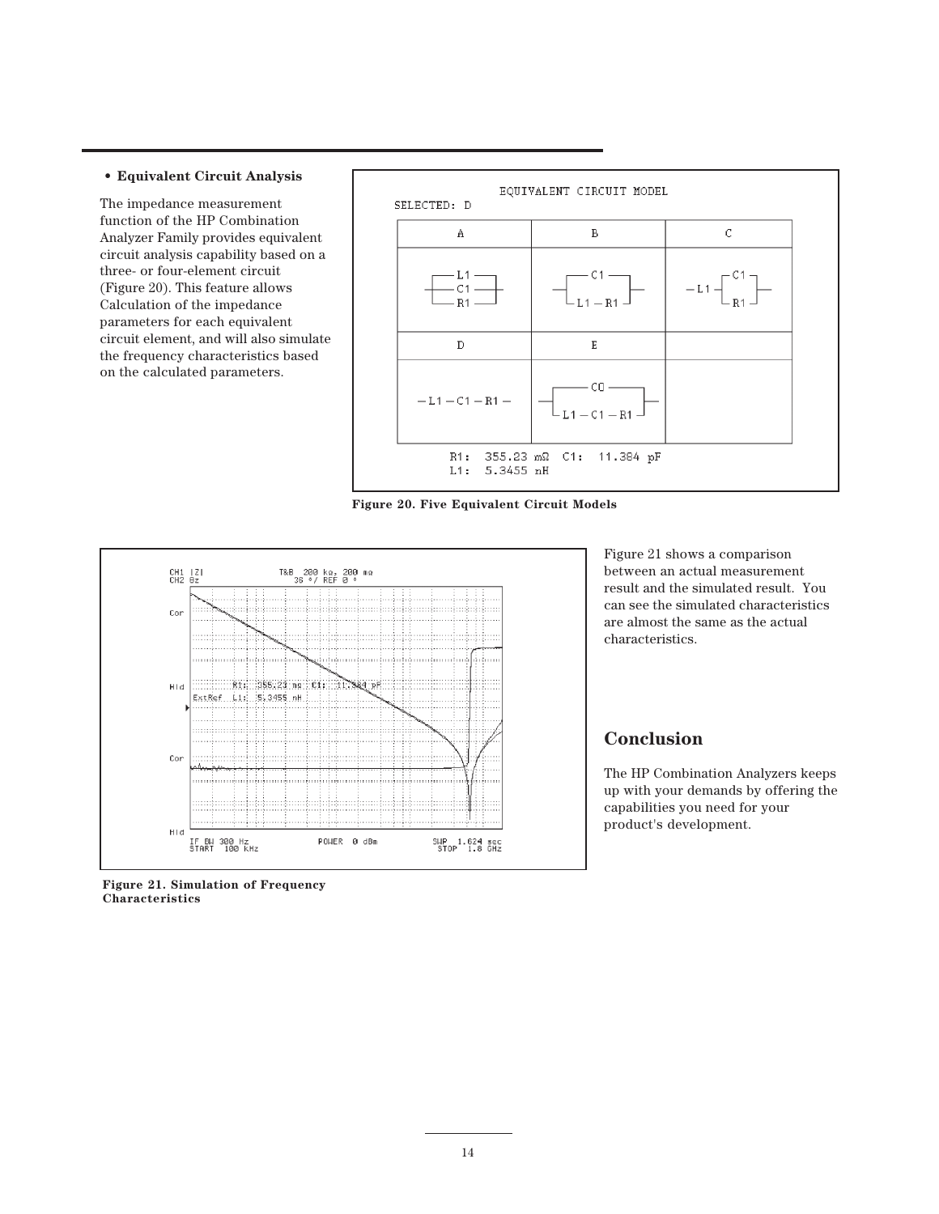- **Equivalent Circuit Analysis**

The impedance measurement function of the HP Combination Analyzer Family provides equivalent circuit analysis capability based on a three- or four-element circuit (Figure 20). This feature allows Calculation of the impedance parameters for each equivalent circuit element, and will also simulate the frequency characteristics based on the calculated parameters.

Figure 20. Five Equivalent Circuit Models

Figure 21. Simulation of Frequency Characteristics

Figure 21 shows a comparison between an actual measurement result and the simulated result. You can see the simulated characteristics are almost the same as the actual characteristics.

## Conclusion

The HP Combination Analyzers keeps up with your demands by offering the capabilities you need for your product's development.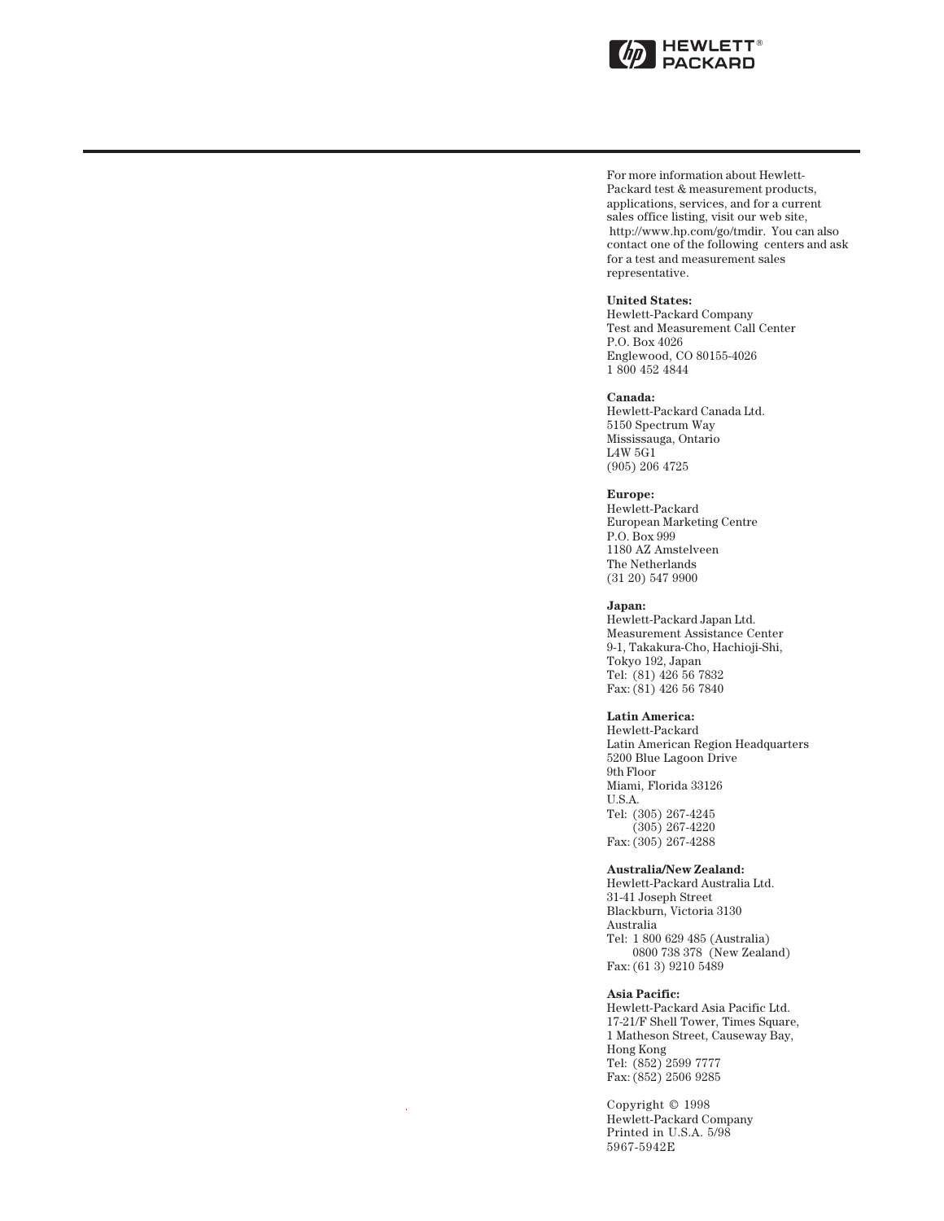HEWLETT® PACKARD

For more information about Hewlett-Packard test & measurement products, applications, services, and for a current sales office listing, visit our web site, http://www.hp.com/go/tmdir. You can also contact one of the following centers and ask for a test and measurement sales representative.

**United States:**
Hewlett-Packard Company
Test and Measurement Call Center
P.O. Box 4026
Englewood, CO 80155-4026
1 800 452 4844

**Canada:**
Hewlett-Packard Canada Ltd.
5150 Spectrum Way
Mississauga, Ontario
L4W 5G1
(905) 206 4725

**Europe:**
Hewlett-Packard
European Marketing Centre
P.O. Box 999
1180 AZ Amstelveen
The Netherlands
(31 20) 547 9900

**Japan:**
Hewlett-Packard Japan Ltd.
Measurement Assistance Center
9-1, Takakura-Cho, Hachioji-Shi,
Tokyo 192, Japan
Tel: (81) 426 56 7832
Fax: (81) 426 56 7840

**Latin America:**
Hewlett-Packard
Latin American Region Headquarters
5200 Blue Lagoon Drive
9th Floor
Miami, Florida 33126
U.S.A.
Tel: (305) 267-4245
(305) 267-4220
Fax: (305) 267-4288

**Australia/New Zealand:**
Hewlett-Packard Australia Ltd.
31-41 Joseph Street
Blackburn, Victoria 3130
Australia
Tel: 1 800 629 485 (Australia)
0800 738 378 (New Zealand)
Fax: (61 3) 9210 5489

**Asia Pacific:**
Hewlett-Packard Asia Pacific Ltd.
17-21/F Shell Tower, Times Square,
1 Matheson Street, Causeway Bay,
Hong Kong
Tel: (852) 2599 7777
Fax: (852) 2506 9285

Copyright © 1998
Hewlett-Packard Company
Printed in U.S.A. 5/98
5967-5942E